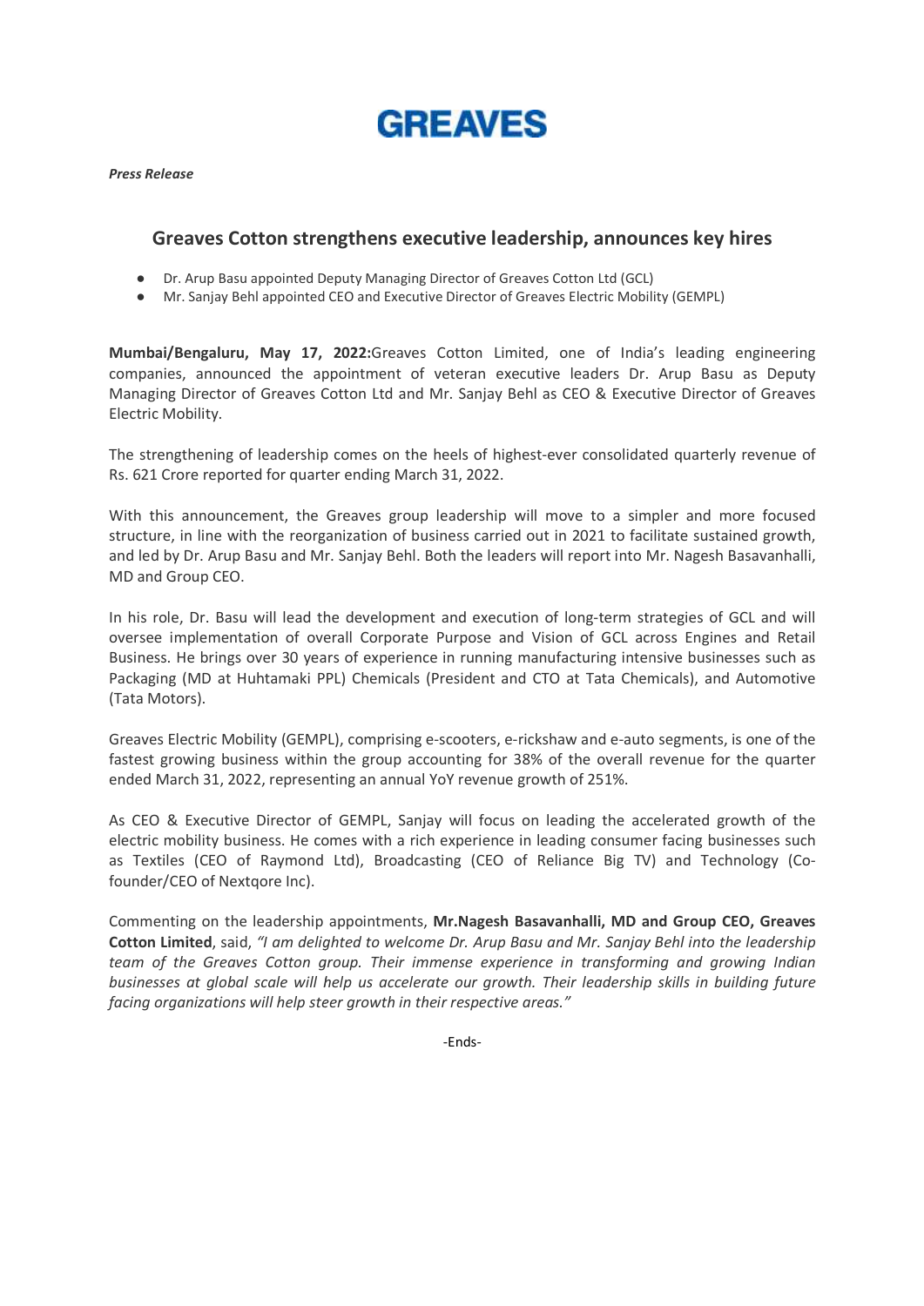**GREAVES**

***Press Release***

## Greaves Cotton strengthens executive leadership, announces key hires

- Dr. Arup Basu appointed Deputy Managing Director of Greaves Cotton Ltd (GCL)
- Mr. Sanjay Behl appointed CEO and Executive Director of Greaves Electric Mobility (GEMPL)

**Mumbai/Bengaluru, May 17, 2022:**Greaves Cotton Limited, one of India's leading engineering companies, announced the appointment of veteran executive leaders Dr. Arup Basu as Deputy Managing Director of Greaves Cotton Ltd and Mr. Sanjay Behl as CEO & Executive Director of Greaves Electric Mobility.

The strengthening of leadership comes on the heels of highest-ever consolidated quarterly revenue of Rs. 621 Crore reported for quarter ending March 31, 2022.

With this announcement, the Greaves group leadership will move to a simpler and more focused structure, in line with the reorganization of business carried out in 2021 to facilitate sustained growth, and led by Dr. Arup Basu and Mr. Sanjay Behl. Both the leaders will report into Mr. Nagesh Basavanhalli, MD and Group CEO.

In his role, Dr. Basu will lead the development and execution of long-term strategies of GCL and will oversee implementation of overall Corporate Purpose and Vision of GCL across Engines and Retail Business. He brings over 30 years of experience in running manufacturing intensive businesses such as Packaging (MD at Huhtamaki PPL) Chemicals (President and CTO at Tata Chemicals), and Automotive (Tata Motors).

Greaves Electric Mobility (GEMPL), comprising e-scooters, e-rickshaw and e-auto segments, is one of the fastest growing business within the group accounting for 38% of the overall revenue for the quarter ended March 31, 2022, representing an annual YoY revenue growth of 251%.

As CEO & Executive Director of GEMPL, Sanjay will focus on leading the accelerated growth of the electric mobility business. He comes with a rich experience in leading consumer facing businesses such as Textiles (CEO of Raymond Ltd), Broadcasting (CEO of Reliance Big TV) and Technology (Co-founder/CEO of Nextqore Inc).

Commenting on the leadership appointments, **Mr.Nagesh Basavanhalli, MD and Group CEO, Greaves Cotton Limited**, said, *"I am delighted to welcome Dr. Arup Basu and Mr. Sanjay Behl into the leadership team of the Greaves Cotton group. Their immense experience in transforming and growing Indian businesses at global scale will help us accelerate our growth. Their leadership skills in building future facing organizations will help steer growth in their respective areas."*

-Ends-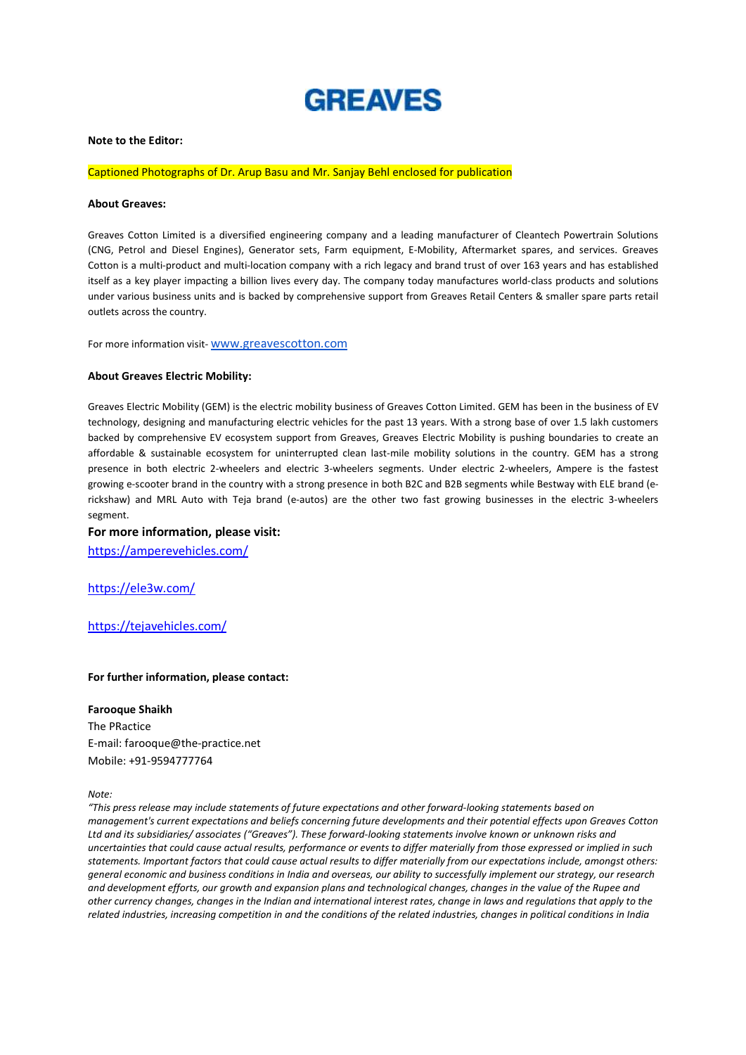# GREAVES

**Note to the Editor:**

Captioned Photographs of Dr. Arup Basu and Mr. Sanjay Behl enclosed for publication

**About Greaves:**

Greaves Cotton Limited is a diversified engineering company and a leading manufacturer of Cleantech Powertrain Solutions (CNG, Petrol and Diesel Engines), Generator sets, Farm equipment, E-Mobility, Aftermarket spares, and services. Greaves Cotton is a multi-product and multi-location company with a rich legacy and brand trust of over 163 years and has established itself as a key player impacting a billion lives every day. The company today manufactures world-class products and solutions under various business units and is backed by comprehensive support from Greaves Retail Centers & smaller spare parts retail outlets across the country.

For more information visit- www.greavescotton.com

**About Greaves Electric Mobility:**

Greaves Electric Mobility (GEM) is the electric mobility business of Greaves Cotton Limited. GEM has been in the business of EV technology, designing and manufacturing electric vehicles for the past 13 years. With a strong base of over 1.5 lakh customers backed by comprehensive EV ecosystem support from Greaves, Greaves Electric Mobility is pushing boundaries to create an affordable & sustainable ecosystem for uninterrupted clean last-mile mobility solutions in the country. GEM has a strong presence in both electric 2-wheelers and electric 3-wheelers segments. Under electric 2-wheelers, Ampere is the fastest growing e-scooter brand in the country with a strong presence in both B2C and B2B segments while Bestway with ELE brand (e-rickshaw) and MRL Auto with Teja brand (e-autos) are the other two fast growing businesses in the electric 3-wheelers segment.

**For more information, please visit:**

https://amperevehicles.com/

https://ele3w.com/

https://tejavehicles.com/

**For further information, please contact:**

**Farooque Shaikh**
The PRactice
E-mail: farooque@the-practice.net
Mobile: +91-9594777764

*Note:*
*"This press release may include statements of future expectations and other forward-looking statements based on management's current expectations and beliefs concerning future developments and their potential effects upon Greaves Cotton Ltd and its subsidiaries/ associates ("Greaves"). These forward-looking statements involve known or unknown risks and uncertainties that could cause actual results, performance or events to differ materially from those expressed or implied in such statements. Important factors that could cause actual results to differ materially from our expectations include, amongst others: general economic and business conditions in India and overseas, our ability to successfully implement our strategy, our research and development efforts, our growth and expansion plans and technological changes, changes in the value of the Rupee and other currency changes, changes in the Indian and international interest rates, change in laws and regulations that apply to the related industries, increasing competition in and the conditions of the related industries, changes in political conditions in India*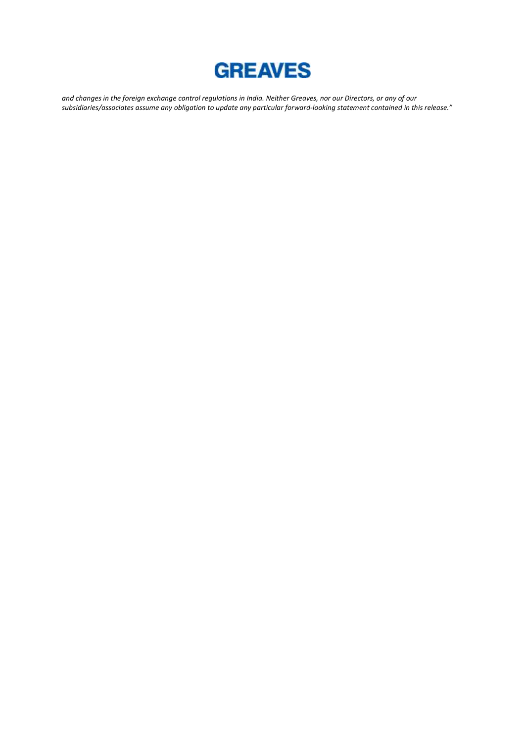*and changes in the foreign exchange control regulations in India. Neither Greaves, nor our Directors, or any of our subsidiaries/associates assume any obligation to update any particular forward-looking statement contained in this release."*